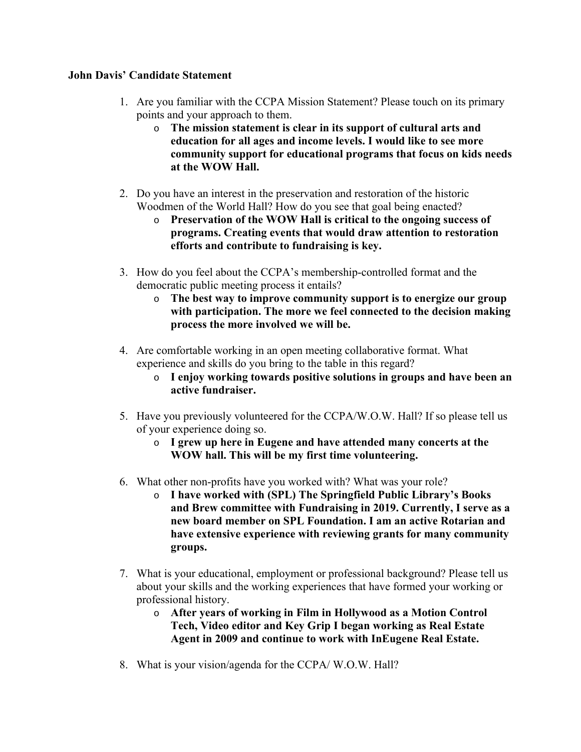**John Davis' Candidate Statement**

1. Are you familiar with the CCPA Mission Statement? Please touch on its primary points and your approach to them.
   - **The mission statement is clear in its support of cultural arts and education for all ages and income levels. I would like to see more community support for educational programs that focus on kids needs at the WOW Hall.**

2. Do you have an interest in the preservation and restoration of the historic Woodmen of the World Hall? How do you see that goal being enacted?
   - **Preservation of the WOW Hall is critical to the ongoing success of programs. Creating events that would draw attention to restoration efforts and contribute to fundraising is key.**

3. How do you feel about the CCPA's membership-controlled format and the democratic public meeting process it entails?
   - **The best way to improve community support is to energize our group with participation. The more we feel connected to the decision making process the more involved we will be.**

4. Are comfortable working in an open meeting collaborative format. What experience and skills do you bring to the table in this regard?
   - **I enjoy working towards positive solutions in groups and have been an active fundraiser.**

5. Have you previously volunteered for the CCPA/W.O.W. Hall? If so please tell us of your experience doing so.
   - **I grew up here in Eugene and have attended many concerts at the WOW hall. This will be my first time volunteering.**

6. What other non-profits have you worked with? What was your role?
   - **I have worked with (SPL) The Springfield Public Library's Books and Brew committee with Fundraising in 2019. Currently, I serve as a new board member on SPL Foundation. I am an active Rotarian and have extensive experience with reviewing grants for many community groups.**

7. What is your educational, employment or professional background? Please tell us about your skills and the working experiences that have formed your working or professional history.
   - **After years of working in Film in Hollywood as a Motion Control Tech, Video editor and Key Grip I began working as Real Estate Agent in 2009 and continue to work with InEugene Real Estate.**

8. What is your vision/agenda for the CCPA/ W.O.W. Hall?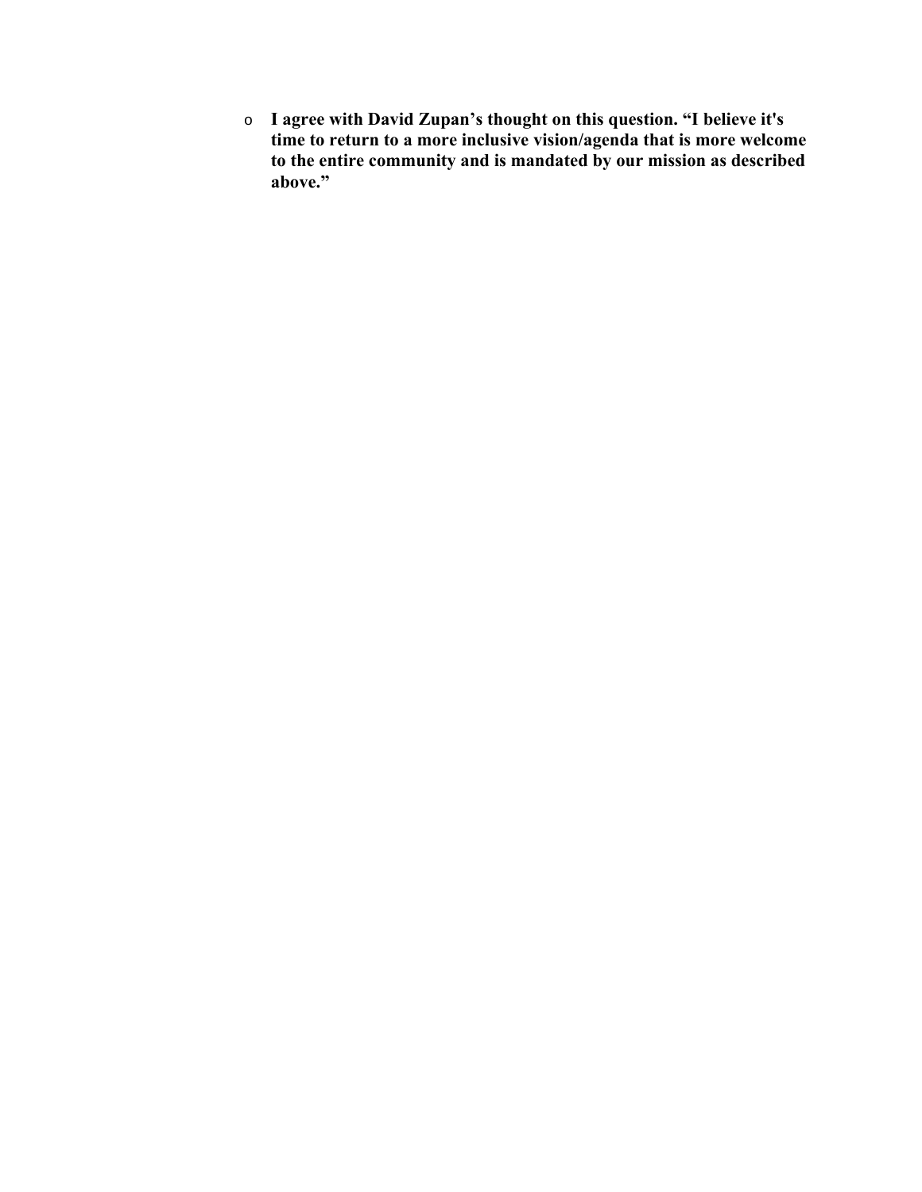- **I agree with David Zupan's thought on this question. "I believe it's time to return to a more inclusive vision/agenda that is more welcome to the entire community and is mandated by our mission as described above."**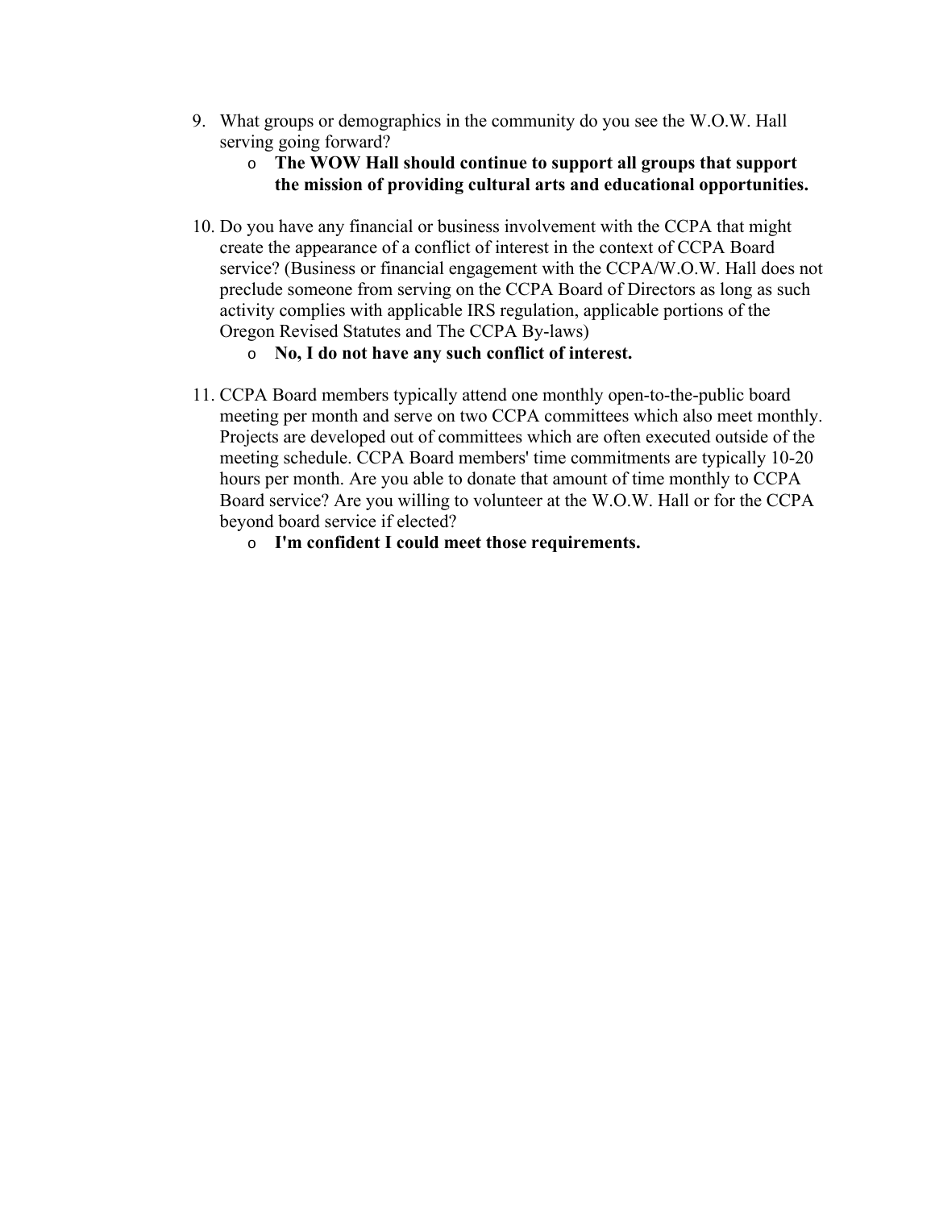9. What groups or demographics in the community do you see the W.O.W. Hall serving going forward?
    - **The WOW Hall should continue to support all groups that support the mission of providing cultural arts and educational opportunities.**

10. Do you have any financial or business involvement with the CCPA that might create the appearance of a conflict of interest in the context of CCPA Board service? (Business or financial engagement with the CCPA/W.O.W. Hall does not preclude someone from serving on the CCPA Board of Directors as long as such activity complies with applicable IRS regulation, applicable portions of the Oregon Revised Statutes and The CCPA By-laws)
    - **No, I do not have any such conflict of interest.**

11. CCPA Board members typically attend one monthly open-to-the-public board meeting per month and serve on two CCPA committees which also meet monthly. Projects are developed out of committees which are often executed outside of the meeting schedule. CCPA Board members' time commitments are typically 10-20 hours per month. Are you able to donate that amount of time monthly to CCPA Board service? Are you willing to volunteer at the W.O.W. Hall or for the CCPA beyond board service if elected?
    - **I'm confident I could meet those requirements.**